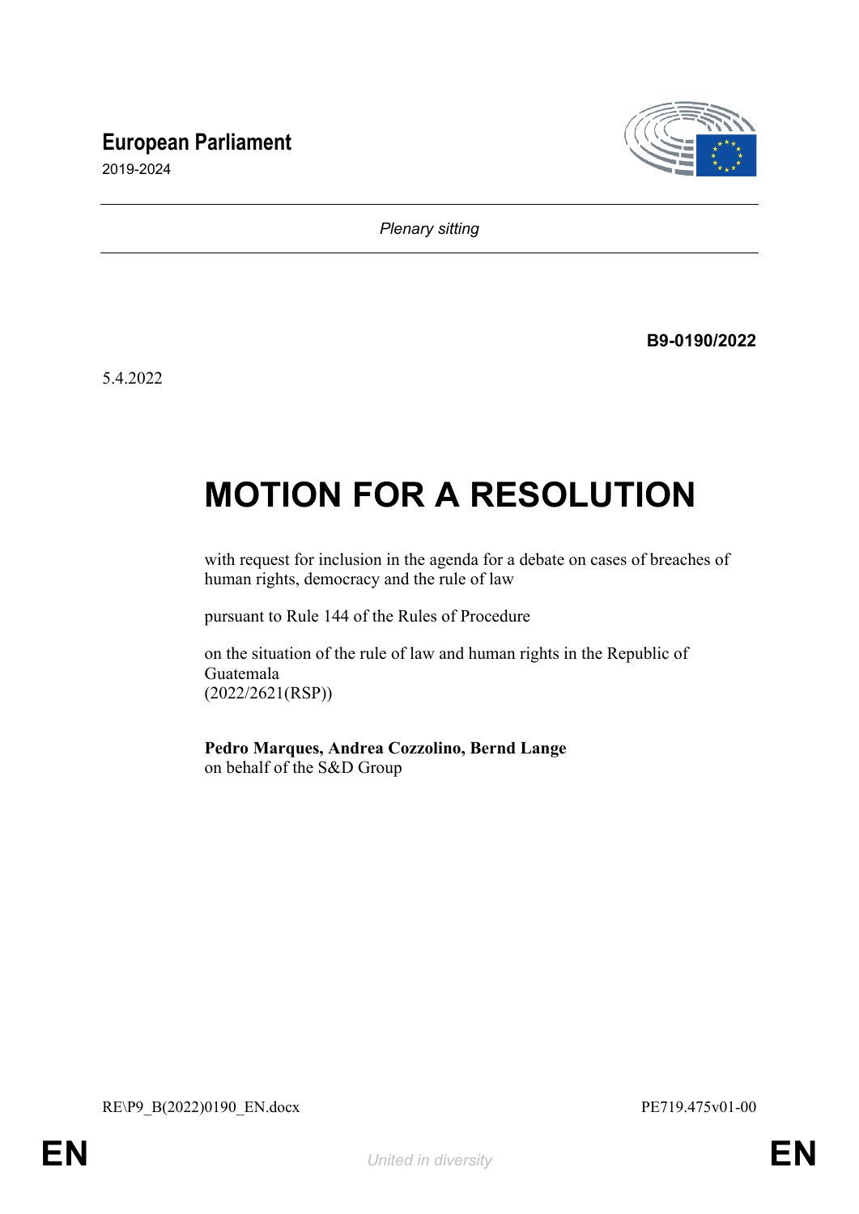**European Parliament**
2019-2024

*Plenary sitting*

**B9-0190/2022**

5.4.2022

# MOTION FOR A RESOLUTION

with request for inclusion in the agenda for a debate on cases of breaches of human rights, democracy and the rule of law

pursuant to Rule 144 of the Rules of Procedure

on the situation of the rule of law and human rights in the Republic of Guatemala
(2022/2621(RSP))

**Pedro Marques, Andrea Cozzolino, Bernd Lange**
on behalf of the S&D Group

RE\P9_B(2022)0190_EN.docx PE719.475v01-00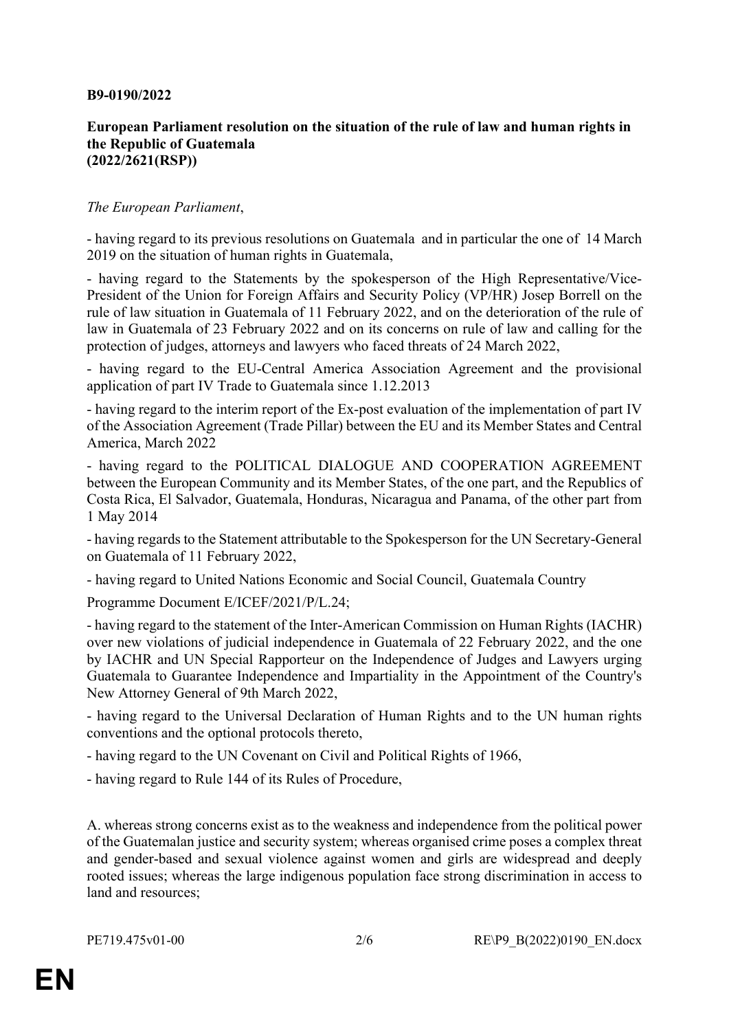**B9-0190/2022**

**European Parliament resolution on the situation of the rule of law and human rights in the Republic of Guatemala**
**(2022/2621(RSP))**

*The European Parliament*,

- having regard to its previous resolutions on Guatemala and in particular the one of 14 March 2019 on the situation of human rights in Guatemala,

- having regard to the Statements by the spokesperson of the High Representative/Vice-President of the Union for Foreign Affairs and Security Policy (VP/HR) Josep Borrell on the rule of law situation in Guatemala of 11 February 2022, and on the deterioration of the rule of law in Guatemala of 23 February 2022 and on its concerns on rule of law and calling for the protection of judges, attorneys and lawyers who faced threats of 24 March 2022,

- having regard to the EU-Central America Association Agreement and the provisional application of part IV Trade to Guatemala since 1.12.2013

- having regard to the interim report of the Ex-post evaluation of the implementation of part IV of the Association Agreement (Trade Pillar) between the EU and its Member States and Central America, March 2022

- having regard to the POLITICAL DIALOGUE AND COOPERATION AGREEMENT between the European Community and its Member States, of the one part, and the Republics of Costa Rica, El Salvador, Guatemala, Honduras, Nicaragua and Panama, of the other part from 1 May 2014

- having regards to the Statement attributable to the Spokesperson for the UN Secretary-General on Guatemala of 11 February 2022,

- having regard to United Nations Economic and Social Council, Guatemala Country Programme Document E/ICEF/2021/P/L.24;

- having regard to the statement of the Inter-American Commission on Human Rights (IACHR) over new violations of judicial independence in Guatemala of 22 February 2022, and the one by IACHR and UN Special Rapporteur on the Independence of Judges and Lawyers urging Guatemala to Guarantee Independence and Impartiality in the Appointment of the Country's New Attorney General of 9th March 2022,

- having regard to the Universal Declaration of Human Rights and to the UN human rights conventions and the optional protocols thereto,

- having regard to the UN Covenant on Civil and Political Rights of 1966,

- having regard to Rule 144 of its Rules of Procedure,

A. whereas strong concerns exist as to the weakness and independence from the political power of the Guatemalan justice and security system; whereas organised crime poses a complex threat and gender-based and sexual violence against women and girls are widespread and deeply rooted issues; whereas the large indigenous population face strong discrimination in access to land and resources;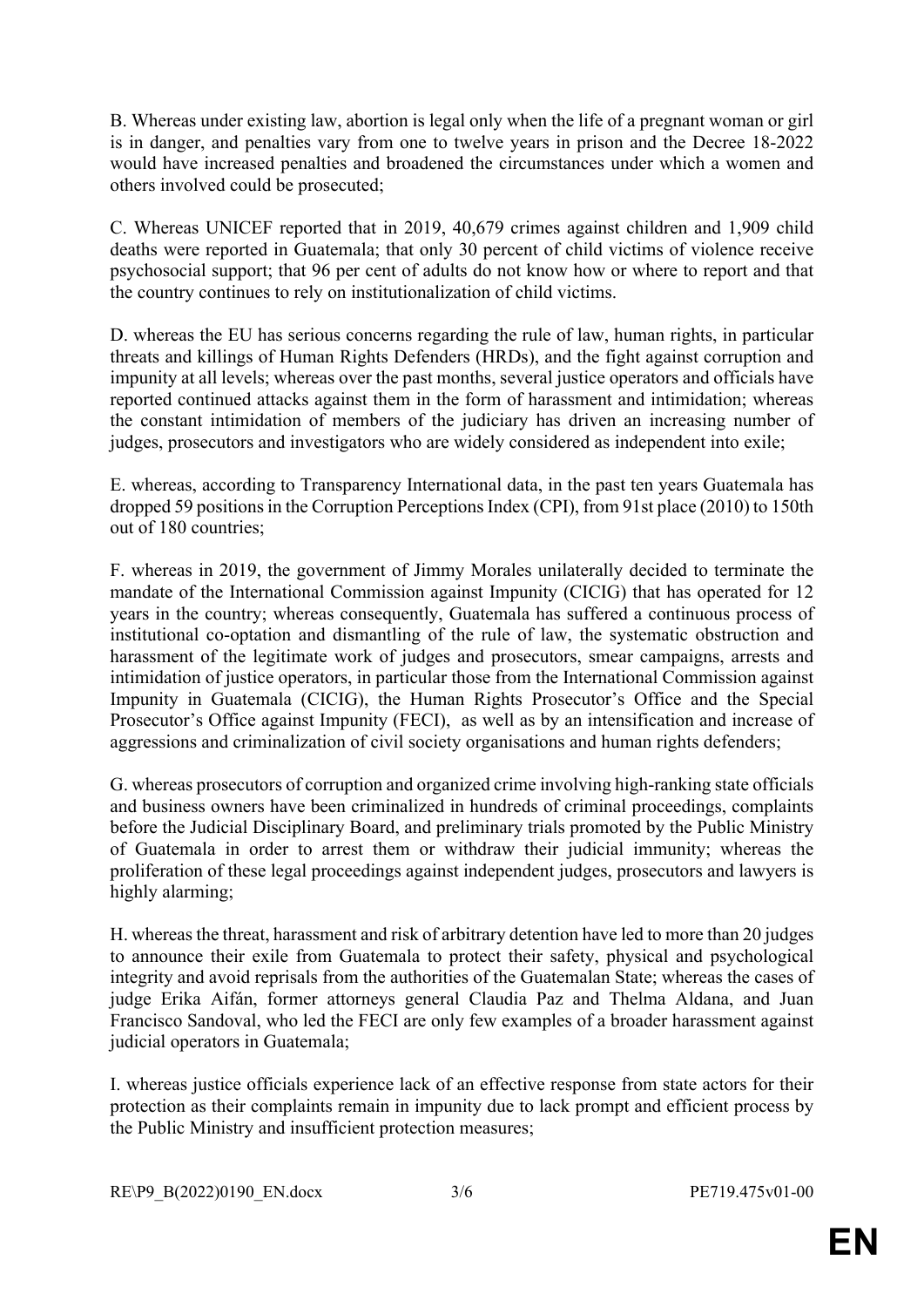B. Whereas under existing law, abortion is legal only when the life of a pregnant woman or girl is in danger, and penalties vary from one to twelve years in prison and the Decree 18-2022 would have increased penalties and broadened the circumstances under which a women and others involved could be prosecuted;

C. Whereas UNICEF reported that in 2019, 40,679 crimes against children and 1,909 child deaths were reported in Guatemala; that only 30 percent of child victims of violence receive psychosocial support; that 96 per cent of adults do not know how or where to report and that the country continues to rely on institutionalization of child victims.

D. whereas the EU has serious concerns regarding the rule of law, human rights, in particular threats and killings of Human Rights Defenders (HRDs), and the fight against corruption and impunity at all levels; whereas over the past months, several justice operators and officials have reported continued attacks against them in the form of harassment and intimidation; whereas the constant intimidation of members of the judiciary has driven an increasing number of judges, prosecutors and investigators who are widely considered as independent into exile;

E. whereas, according to Transparency International data, in the past ten years Guatemala has dropped 59 positions in the Corruption Perceptions Index (CPI), from 91st place (2010) to 150th out of 180 countries;

F. whereas in 2019, the government of Jimmy Morales unilaterally decided to terminate the mandate of the International Commission against Impunity (CICIG) that has operated for 12 years in the country; whereas consequently, Guatemala has suffered a continuous process of institutional co-optation and dismantling of the rule of law, the systematic obstruction and harassment of the legitimate work of judges and prosecutors, smear campaigns, arrests and intimidation of justice operators, in particular those from the International Commission against Impunity in Guatemala (CICIG), the Human Rights Prosecutor's Office and the Special Prosecutor's Office against Impunity (FECI), as well as by an intensification and increase of aggressions and criminalization of civil society organisations and human rights defenders;

G. whereas prosecutors of corruption and organized crime involving high-ranking state officials and business owners have been criminalized in hundreds of criminal proceedings, complaints before the Judicial Disciplinary Board, and preliminary trials promoted by the Public Ministry of Guatemala in order to arrest them or withdraw their judicial immunity; whereas the proliferation of these legal proceedings against independent judges, prosecutors and lawyers is highly alarming;

H. whereas the threat, harassment and risk of arbitrary detention have led to more than 20 judges to announce their exile from Guatemala to protect their safety, physical and psychological integrity and avoid reprisals from the authorities of the Guatemalan State; whereas the cases of judge Erika Aifán, former attorneys general Claudia Paz and Thelma Aldana, and Juan Francisco Sandoval, who led the FECI are only few examples of a broader harassment against judicial operators in Guatemala;

I. whereas justice officials experience lack of an effective response from state actors for their protection as their complaints remain in impunity due to lack prompt and efficient process by the Public Ministry and insufficient protection measures;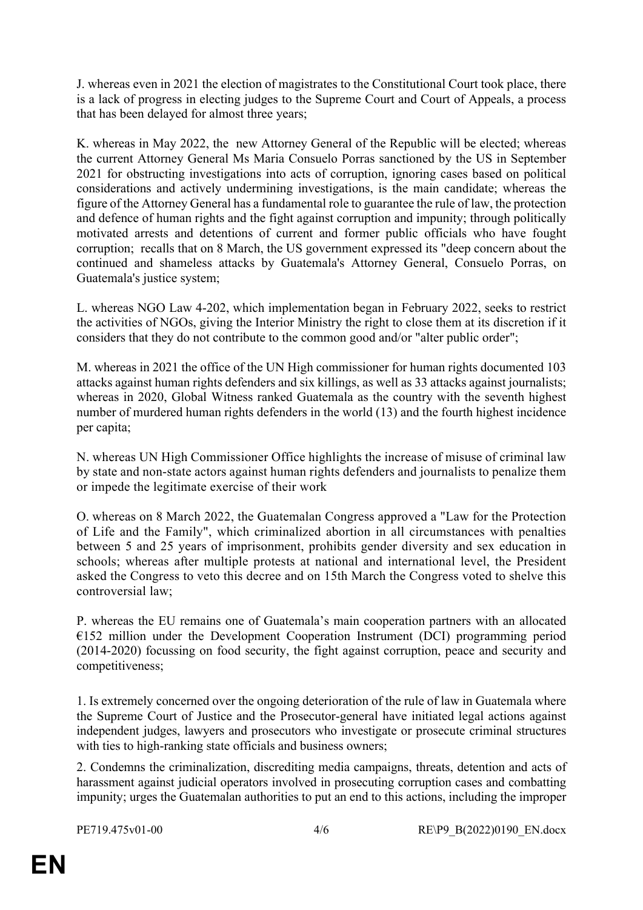J. whereas even in 2021 the election of magistrates to the Constitutional Court took place, there is a lack of progress in electing judges to the Supreme Court and Court of Appeals, a process that has been delayed for almost three years;

K. whereas in May 2022, the new Attorney General of the Republic will be elected; whereas the current Attorney General Ms Maria Consuelo Porras sanctioned by the US in September 2021 for obstructing investigations into acts of corruption, ignoring cases based on political considerations and actively undermining investigations, is the main candidate; whereas the figure of the Attorney General has a fundamental role to guarantee the rule of law, the protection and defence of human rights and the fight against corruption and impunity; through politically motivated arrests and detentions of current and former public officials who have fought corruption; recalls that on 8 March, the US government expressed its "deep concern about the continued and shameless attacks by Guatemala's Attorney General, Consuelo Porras, on Guatemala's justice system;

L. whereas NGO Law 4-202, which implementation began in February 2022, seeks to restrict the activities of NGOs, giving the Interior Ministry the right to close them at its discretion if it considers that they do not contribute to the common good and/or "alter public order";

M. whereas in 2021 the office of the UN High commissioner for human rights documented 103 attacks against human rights defenders and six killings, as well as 33 attacks against journalists; whereas in 2020, Global Witness ranked Guatemala as the country with the seventh highest number of murdered human rights defenders in the world (13) and the fourth highest incidence per capita;

N. whereas UN High Commissioner Office highlights the increase of misuse of criminal law by state and non-state actors against human rights defenders and journalists to penalize them or impede the legitimate exercise of their work

O. whereas on 8 March 2022, the Guatemalan Congress approved a "Law for the Protection of Life and the Family", which criminalized abortion in all circumstances with penalties between 5 and 25 years of imprisonment, prohibits gender diversity and sex education in schools; whereas after multiple protests at national and international level, the President asked the Congress to veto this decree and on 15th March the Congress voted to shelve this controversial law;

P. whereas the EU remains one of Guatemala's main cooperation partners with an allocated €152 million under the Development Cooperation Instrument (DCI) programming period (2014-2020) focussing on food security, the fight against corruption, peace and security and competitiveness;

1. Is extremely concerned over the ongoing deterioration of the rule of law in Guatemala where the Supreme Court of Justice and the Prosecutor-general have initiated legal actions against independent judges, lawyers and prosecutors who investigate or prosecute criminal structures with ties to high-ranking state officials and business owners;

2. Condemns the criminalization, discrediting media campaigns, threats, detention and acts of harassment against judicial operators involved in prosecuting corruption cases and combatting impunity; urges the Guatemalan authorities to put an end to this actions, including the improper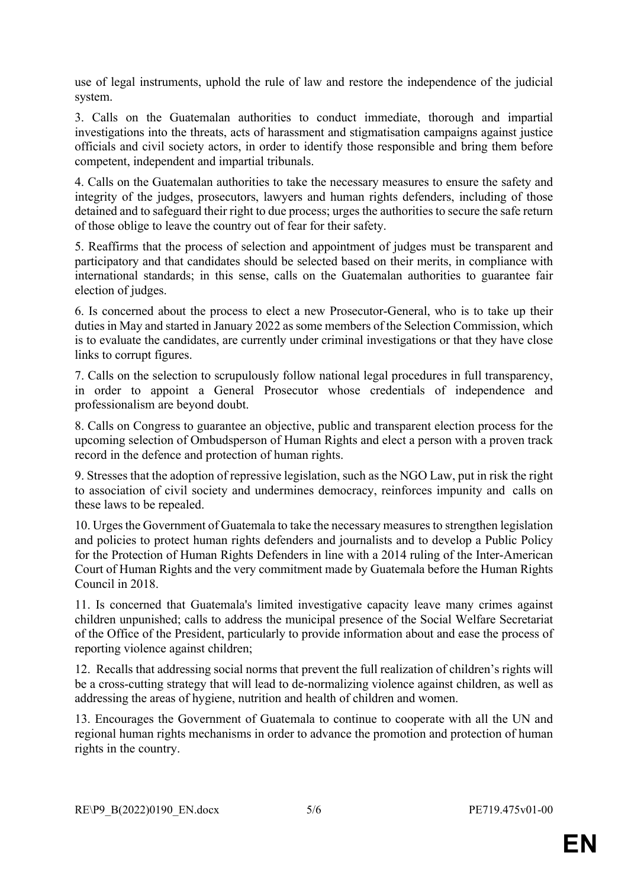use of legal instruments, uphold the rule of law and restore the independence of the judicial system.

3. Calls on the Guatemalan authorities to conduct immediate, thorough and impartial investigations into the threats, acts of harassment and stigmatisation campaigns against justice officials and civil society actors, in order to identify those responsible and bring them before competent, independent and impartial tribunals.

4. Calls on the Guatemalan authorities to take the necessary measures to ensure the safety and integrity of the judges, prosecutors, lawyers and human rights defenders, including of those detained and to safeguard their right to due process; urges the authorities to secure the safe return of those oblige to leave the country out of fear for their safety.

5. Reaffirms that the process of selection and appointment of judges must be transparent and participatory and that candidates should be selected based on their merits, in compliance with international standards; in this sense, calls on the Guatemalan authorities to guarantee fair election of judges.

6. Is concerned about the process to elect a new Prosecutor-General, who is to take up their duties in May and started in January 2022 as some members of the Selection Commission, which is to evaluate the candidates, are currently under criminal investigations or that they have close links to corrupt figures.

7. Calls on the selection to scrupulously follow national legal procedures in full transparency, in order to appoint a General Prosecutor whose credentials of independence and professionalism are beyond doubt.

8. Calls on Congress to guarantee an objective, public and transparent election process for the upcoming selection of Ombudsperson of Human Rights and elect a person with a proven track record in the defence and protection of human rights.

9. Stresses that the adoption of repressive legislation, such as the NGO Law, put in risk the right to association of civil society and undermines democracy, reinforces impunity and calls on these laws to be repealed.

10. Urges the Government of Guatemala to take the necessary measures to strengthen legislation and policies to protect human rights defenders and journalists and to develop a Public Policy for the Protection of Human Rights Defenders in line with a 2014 ruling of the Inter-American Court of Human Rights and the very commitment made by Guatemala before the Human Rights Council in 2018.

11. Is concerned that Guatemala's limited investigative capacity leave many crimes against children unpunished; calls to address the municipal presence of the Social Welfare Secretariat of the Office of the President, particularly to provide information about and ease the process of reporting violence against children;

12. Recalls that addressing social norms that prevent the full realization of children's rights will be a cross-cutting strategy that will lead to de-normalizing violence against children, as well as addressing the areas of hygiene, nutrition and health of children and women.

13. Encourages the Government of Guatemala to continue to cooperate with all the UN and regional human rights mechanisms in order to advance the promotion and protection of human rights in the country.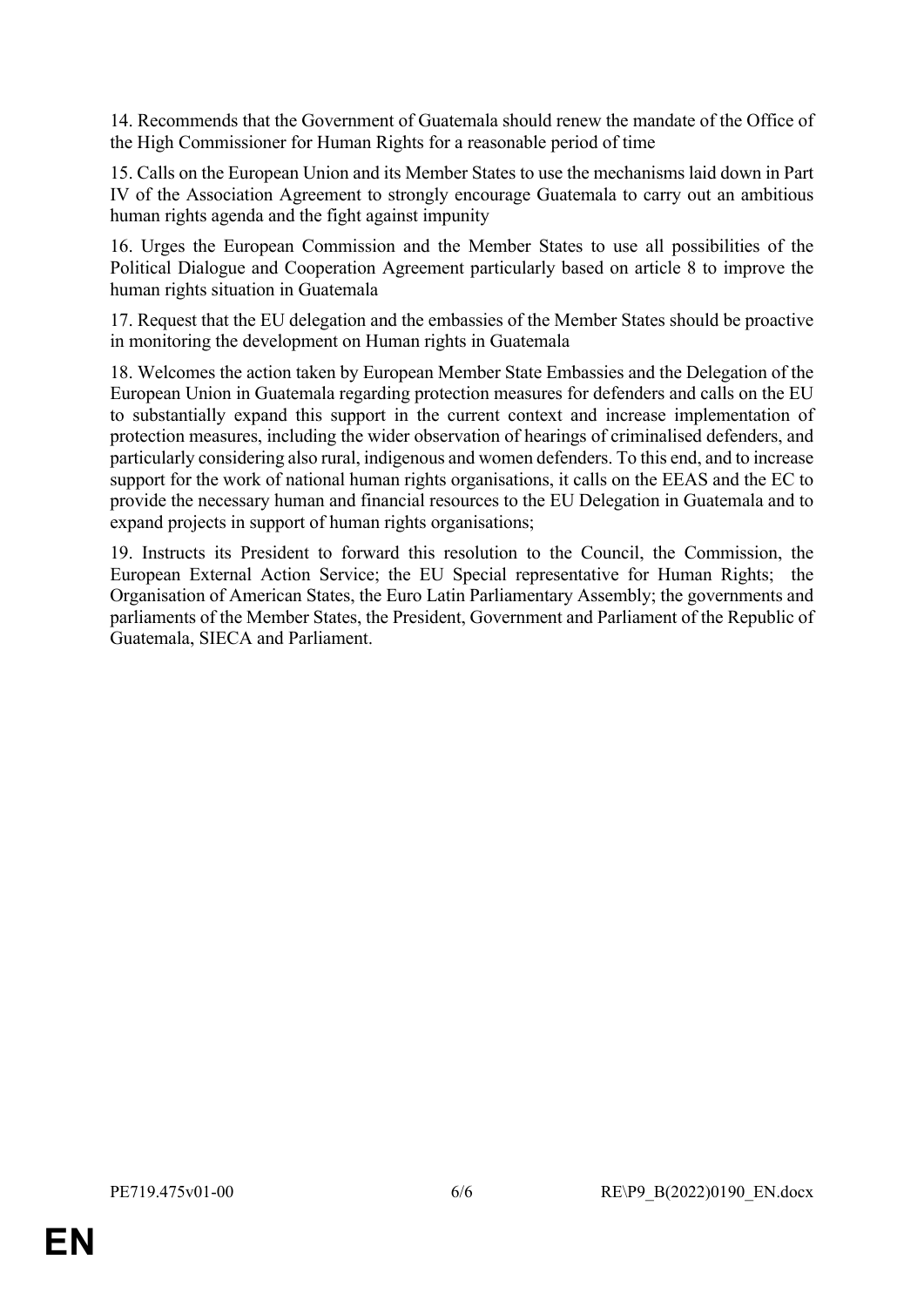14. Recommends that the Government of Guatemala should renew the mandate of the Office of the High Commissioner for Human Rights for a reasonable period of time

15. Calls on the European Union and its Member States to use the mechanisms laid down in Part IV of the Association Agreement to strongly encourage Guatemala to carry out an ambitious human rights agenda and the fight against impunity

16. Urges the European Commission and the Member States to use all possibilities of the Political Dialogue and Cooperation Agreement particularly based on article 8 to improve the human rights situation in Guatemala

17. Request that the EU delegation and the embassies of the Member States should be proactive in monitoring the development on Human rights in Guatemala

18. Welcomes the action taken by European Member State Embassies and the Delegation of the European Union in Guatemala regarding protection measures for defenders and calls on the EU to substantially expand this support in the current context and increase implementation of protection measures, including the wider observation of hearings of criminalised defenders, and particularly considering also rural, indigenous and women defenders. To this end, and to increase support for the work of national human rights organisations, it calls on the EEAS and the EC to provide the necessary human and financial resources to the EU Delegation in Guatemala and to expand projects in support of human rights organisations;

19. Instructs its President to forward this resolution to the Council, the Commission, the European External Action Service; the EU Special representative for Human Rights; the Organisation of American States, the Euro Latin Parliamentary Assembly; the governments and parliaments of the Member States, the President, Government and Parliament of the Republic of Guatemala, SIECA and Parliament.